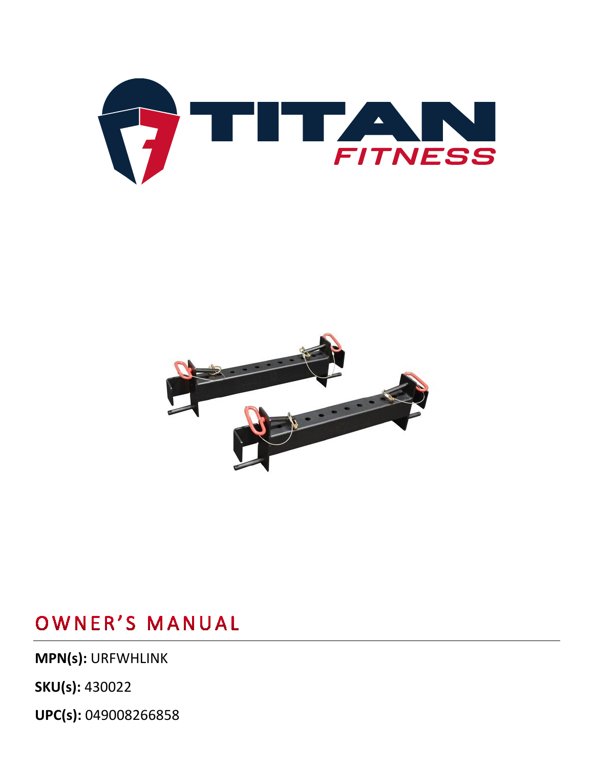# OWNER'S MANUAL

**MPN(s):** URFWHLINK

**SKU(s):** 430022

**UPC(s):** 049008266858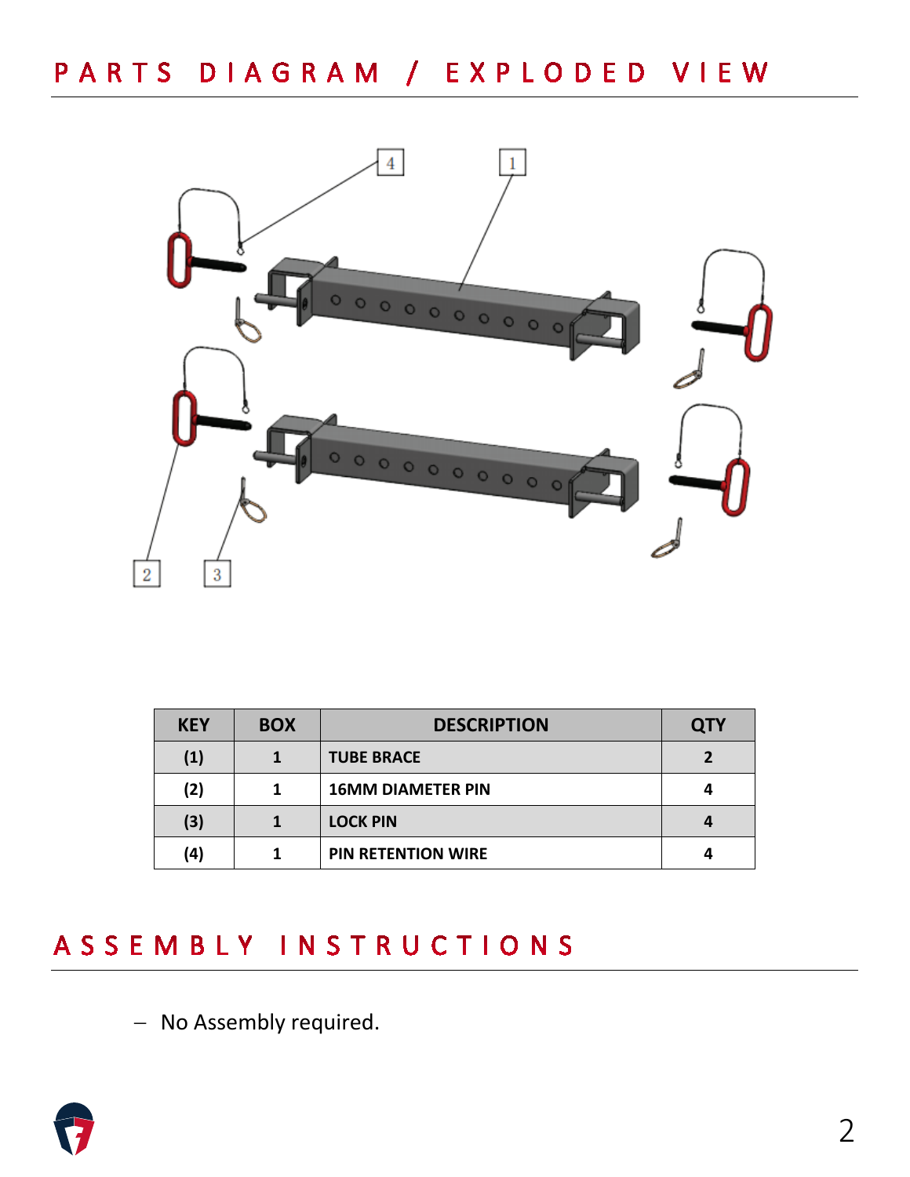# PARTS DIAGRAM / EXPLODED VIEW

| KEY | BOX | DESCRIPTION | QTY |
|---|---|---|---|
| (1) | 1 | TUBE BRACE | 2 |
| (2) | 1 | 16MM DIAMETER PIN | 4 |
| (3) | 1 | LOCK PIN | 4 |
| (4) | 1 | PIN RETENTION WIRE | 4 |

# ASSEMBLY INSTRUCTIONS

- No Assembly required.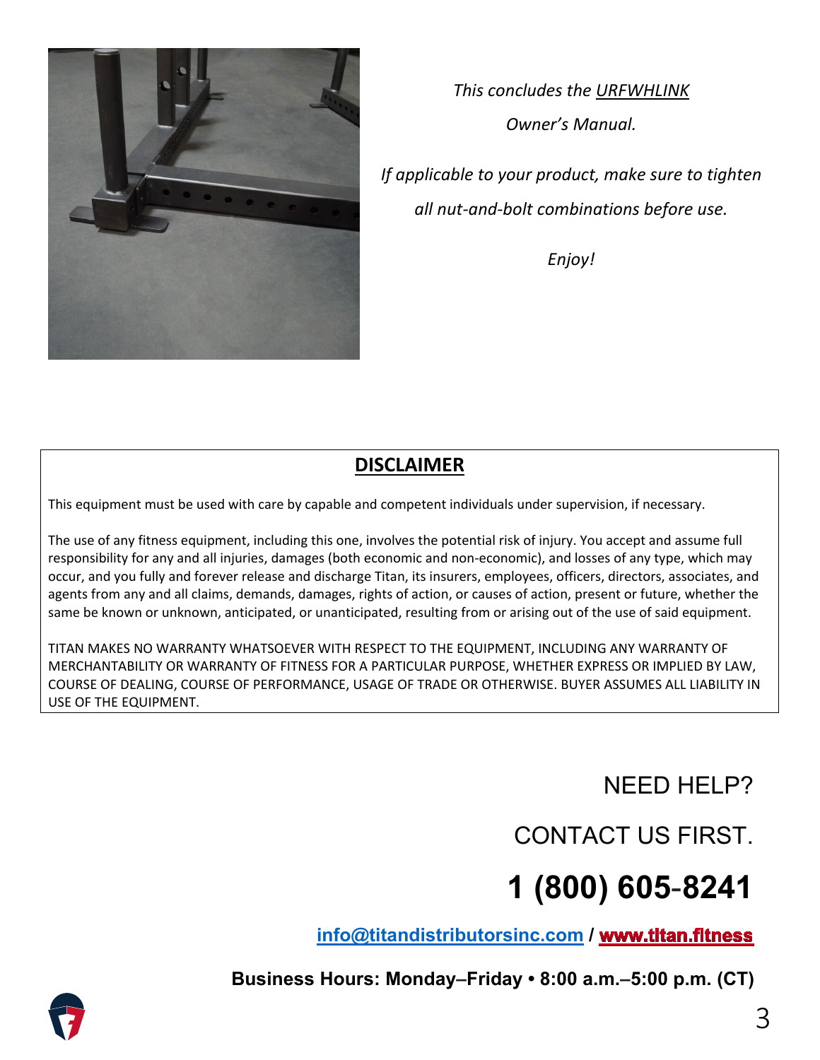*This concludes the URFWHLINK Owner's Manual.*

*If applicable to your product, make sure to tighten all nut-and-bolt combinations before use.*

*Enjoy!*

## DISCLAIMER

This equipment must be used with care by capable and competent individuals under supervision, if necessary.

The use of any fitness equipment, including this one, involves the potential risk of injury. You accept and assume full responsibility for any and all injuries, damages (both economic and non-economic), and losses of any type, which may occur, and you fully and forever release and discharge Titan, its insurers, employees, officers, directors, associates, and agents from any and all claims, demands, damages, rights of action, or causes of action, present or future, whether the same be known or unknown, anticipated, or unanticipated, resulting from or arising out of the use of said equipment.

TITAN MAKES NO WARRANTY WHATSOEVER WITH RESPECT TO THE EQUIPMENT, INCLUDING ANY WARRANTY OF MERCHANTABILITY OR WARRANTY OF FITNESS FOR A PARTICULAR PURPOSE, WHETHER EXPRESS OR IMPLIED BY LAW, COURSE OF DEALING, COURSE OF PERFORMANCE, USAGE OF TRADE OR OTHERWISE. BUYER ASSUMES ALL LIABILITY IN USE OF THE EQUIPMENT.

NEED HELP?

CONTACT US FIRST.

**1 (800) 605-8241**

**info@titandistributorsinc.com / www.titan.fitness**

**Business Hours: Monday–Friday • 8:00 a.m.–5:00 p.m. (CT)**